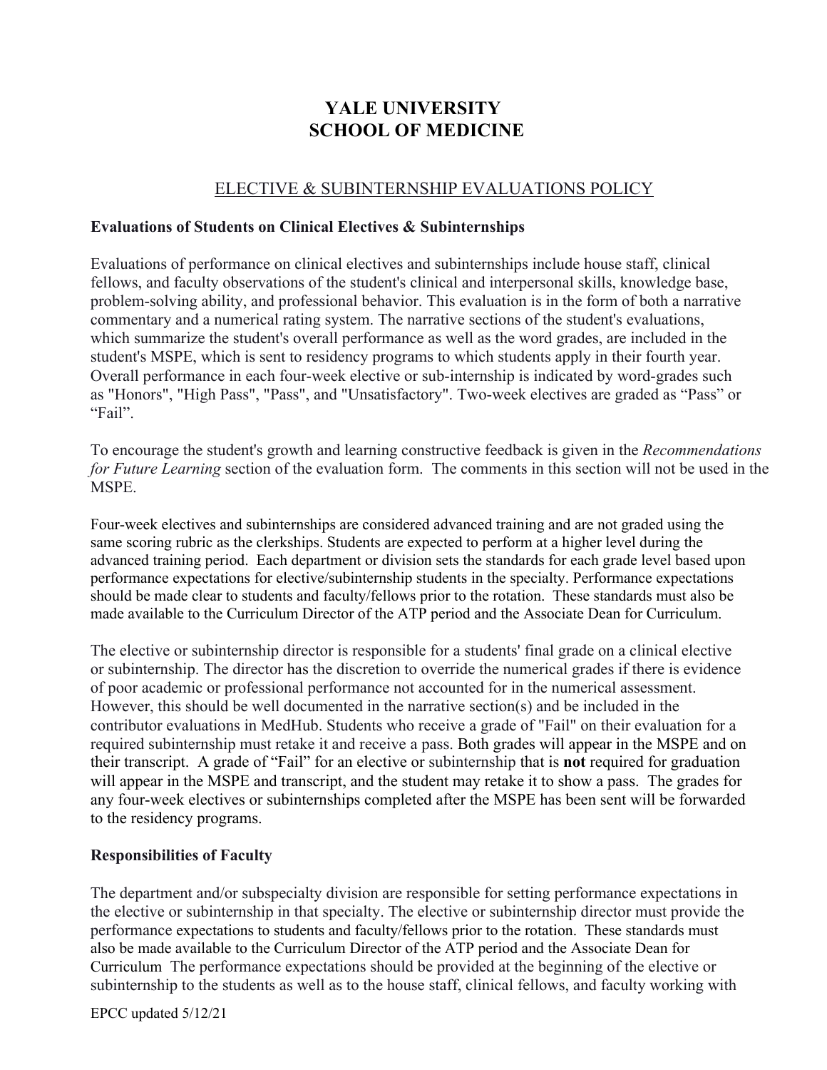# YALE UNIVERSITY
# SCHOOL OF MEDICINE

## ELECTIVE & SUBINTERNSHIP EVALUATIONS POLICY

### Evaluations of Students on Clinical Electives & Subinternships

Evaluations of performance on clinical electives and subinternships include house staff, clinical fellows, and faculty observations of the student's clinical and interpersonal skills, knowledge base, problem-solving ability, and professional behavior. This evaluation is in the form of both a narrative commentary and a numerical rating system. The narrative sections of the student's evaluations, which summarize the student's overall performance as well as the word grades, are included in the student's MSPE, which is sent to residency programs to which students apply in their fourth year. Overall performance in each four-week elective or sub-internship is indicated by word-grades such as "Honors", "High Pass", "Pass", and "Unsatisfactory". Two-week electives are graded as "Pass" or "Fail".

To encourage the student's growth and learning constructive feedback is given in the *Recommendations for Future Learning* section of the evaluation form. The comments in this section will not be used in the MSPE.

Four-week electives and subinternships are considered advanced training and are not graded using the same scoring rubric as the clerkships. Students are expected to perform at a higher level during the advanced training period. Each department or division sets the standards for each grade level based upon performance expectations for elective/subinternship students in the specialty. Performance expectations should be made clear to students and faculty/fellows prior to the rotation. These standards must also be made available to the Curriculum Director of the ATP period and the Associate Dean for Curriculum.

The elective or subinternship director is responsible for a students' final grade on a clinical elective or subinternship. The director has the discretion to override the numerical grades if there is evidence of poor academic or professional performance not accounted for in the numerical assessment. However, this should be well documented in the narrative section(s) and be included in the contributor evaluations in MedHub. Students who receive a grade of "Fail" on their evaluation for a required subinternship must retake it and receive a pass. Both grades will appear in the MSPE and on their transcript. A grade of "Fail" for an elective or subinternship that is **not** required for graduation will appear in the MSPE and transcript, and the student may retake it to show a pass. The grades for any four-week electives or subinternships completed after the MSPE has been sent will be forwarded to the residency programs.

### Responsibilities of Faculty

The department and/or subspecialty division are responsible for setting performance expectations in the elective or subinternship in that specialty. The elective or subinternship director must provide the performance expectations to students and faculty/fellows prior to the rotation. These standards must also be made available to the Curriculum Director of the ATP period and the Associate Dean for Curriculum The performance expectations should be provided at the beginning of the elective or subinternship to the students as well as to the house staff, clinical fellows, and faculty working with

EPCC updated 5/12/21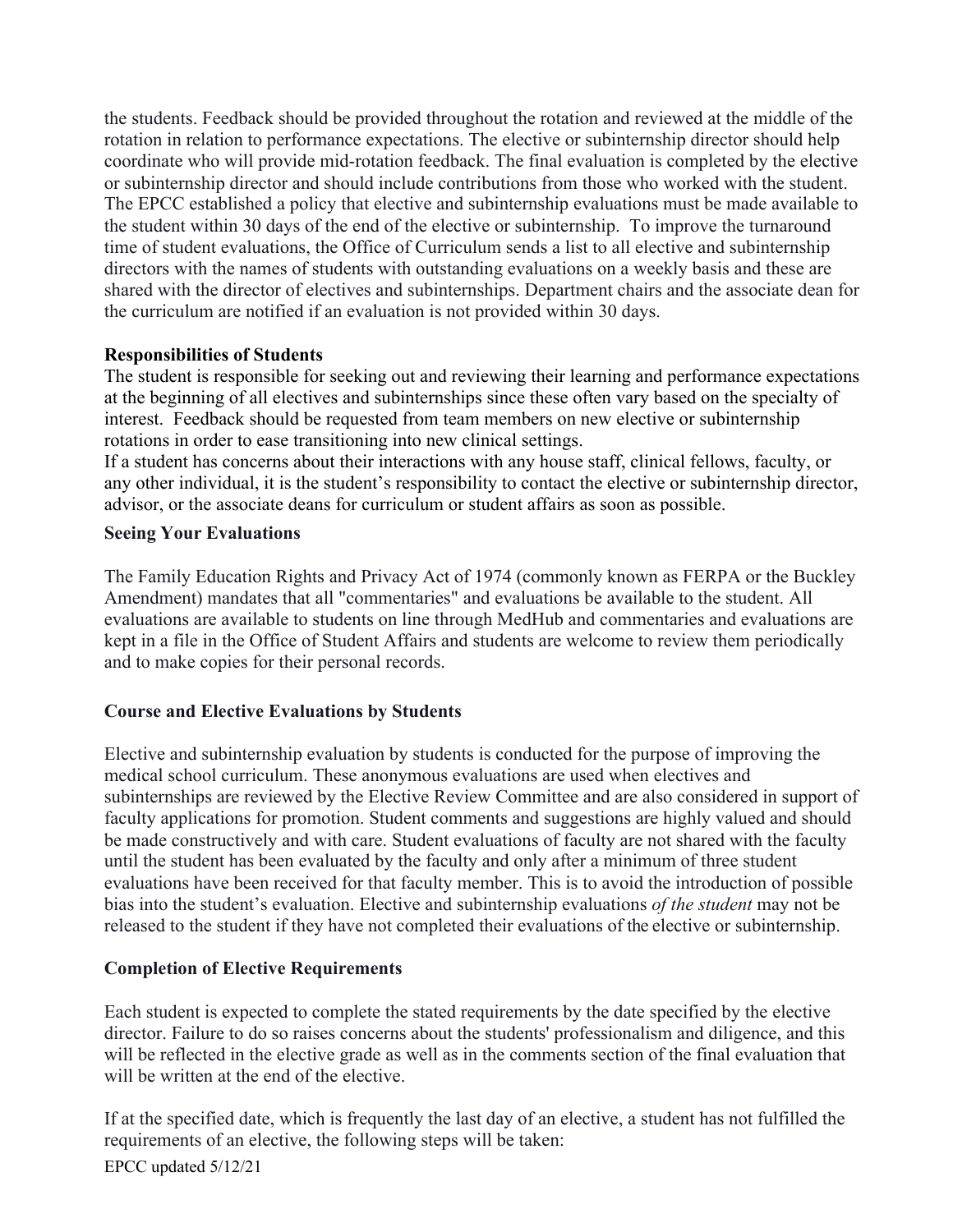the students. Feedback should be provided throughout the rotation and reviewed at the middle of the rotation in relation to performance expectations. The elective or subinternship director should help coordinate who will provide mid-rotation feedback. The final evaluation is completed by the elective or subinternship director and should include contributions from those who worked with the student. The EPCC established a policy that elective and subinternship evaluations must be made available to the student within 30 days of the end of the elective or subinternship. To improve the turnaround time of student evaluations, the Office of Curriculum sends a list to all elective and subinternship directors with the names of students with outstanding evaluations on a weekly basis and these are shared with the director of electives and subinternships. Department chairs and the associate dean for the curriculum are notified if an evaluation is not provided within 30 days.

**Responsibilities of Students**

The student is responsible for seeking out and reviewing their learning and performance expectations at the beginning of all electives and subinternships since these often vary based on the specialty of interest. Feedback should be requested from team members on new elective or subinternship rotations in order to ease transitioning into new clinical settings.

If a student has concerns about their interactions with any house staff, clinical fellows, faculty, or any other individual, it is the student's responsibility to contact the elective or subinternship director, advisor, or the associate deans for curriculum or student affairs as soon as possible.

**Seeing Your Evaluations**

The Family Education Rights and Privacy Act of 1974 (commonly known as FERPA or the Buckley Amendment) mandates that all "commentaries" and evaluations be available to the student. All evaluations are available to students on line through MedHub and commentaries and evaluations are kept in a file in the Office of Student Affairs and students are welcome to review them periodically and to make copies for their personal records.

**Course and Elective Evaluations by Students**

Elective and subinternship evaluation by students is conducted for the purpose of improving the medical school curriculum. These anonymous evaluations are used when electives and subinternships are reviewed by the Elective Review Committee and are also considered in support of faculty applications for promotion. Student comments and suggestions are highly valued and should be made constructively and with care. Student evaluations of faculty are not shared with the faculty until the student has been evaluated by the faculty and only after a minimum of three student evaluations have been received for that faculty member. This is to avoid the introduction of possible bias into the student's evaluation. Elective and subinternship evaluations *of the student* may not be released to the student if they have not completed their evaluations of the elective or subinternship.

**Completion of Elective Requirements**

Each student is expected to complete the stated requirements by the date specified by the elective director. Failure to do so raises concerns about the students' professionalism and diligence, and this will be reflected in the elective grade as well as in the comments section of the final evaluation that will be written at the end of the elective.

If at the specified date, which is frequently the last day of an elective, a student has not fulfilled the requirements of an elective, the following steps will be taken: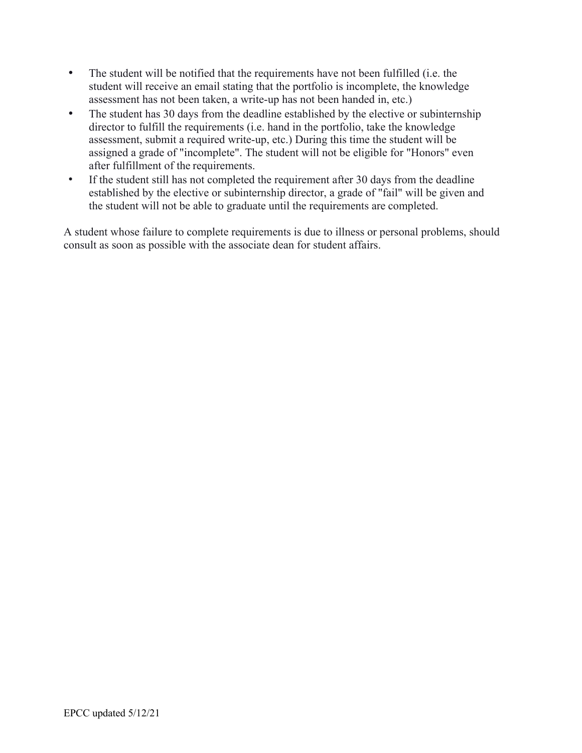- The student will be notified that the requirements have not been fulfilled (i.e. the student will receive an email stating that the portfolio is incomplete, the knowledge assessment has not been taken, a write-up has not been handed in, etc.)
- The student has 30 days from the deadline established by the elective or subinternship director to fulfill the requirements (i.e. hand in the portfolio, take the knowledge assessment, submit a required write-up, etc.) During this time the student will be assigned a grade of "incomplete". The student will not be eligible for "Honors" even after fulfillment of the requirements.
- If the student still has not completed the requirement after 30 days from the deadline established by the elective or subinternship director, a grade of "fail" will be given and the student will not be able to graduate until the requirements are completed.

A student whose failure to complete requirements is due to illness or personal problems, should consult as soon as possible with the associate dean for student affairs.

EPCC updated 5/12/21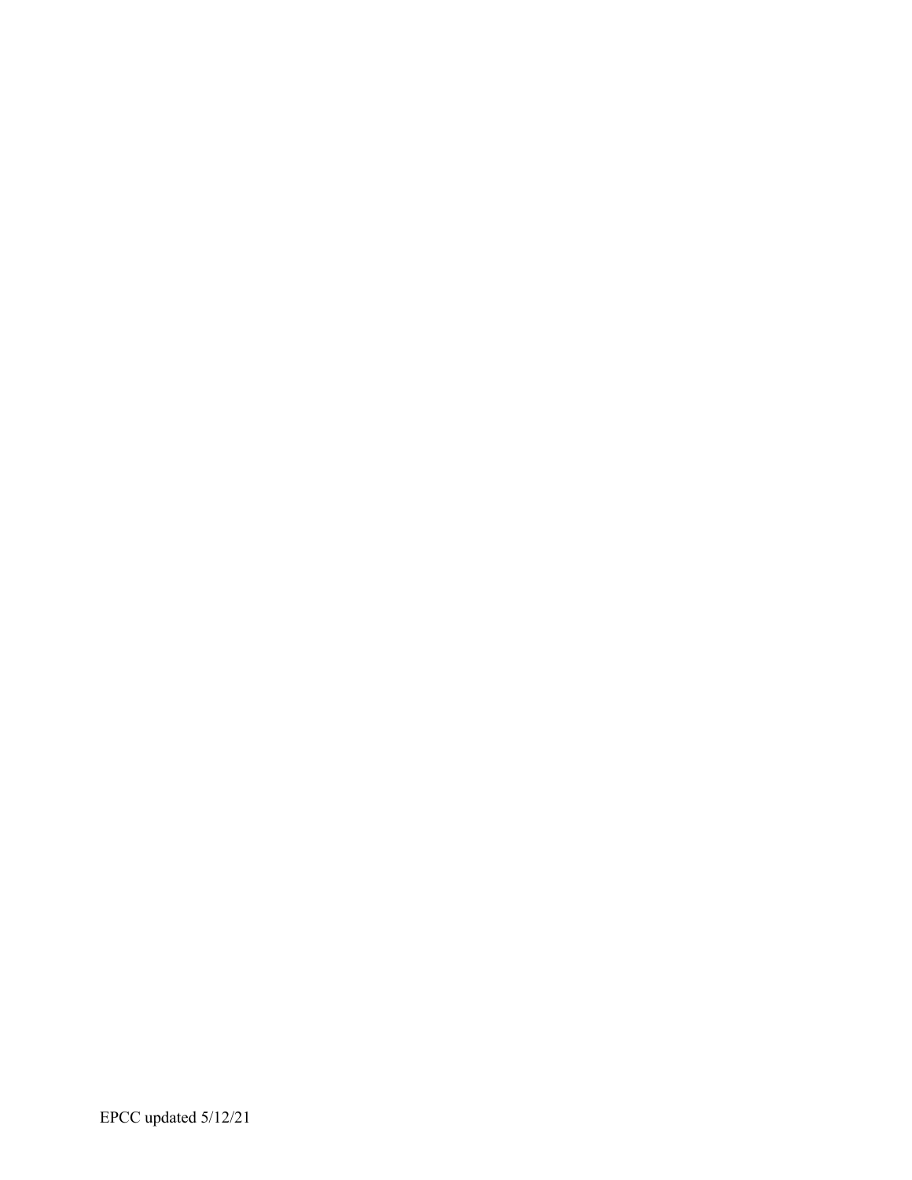EPCC updated 5/12/21